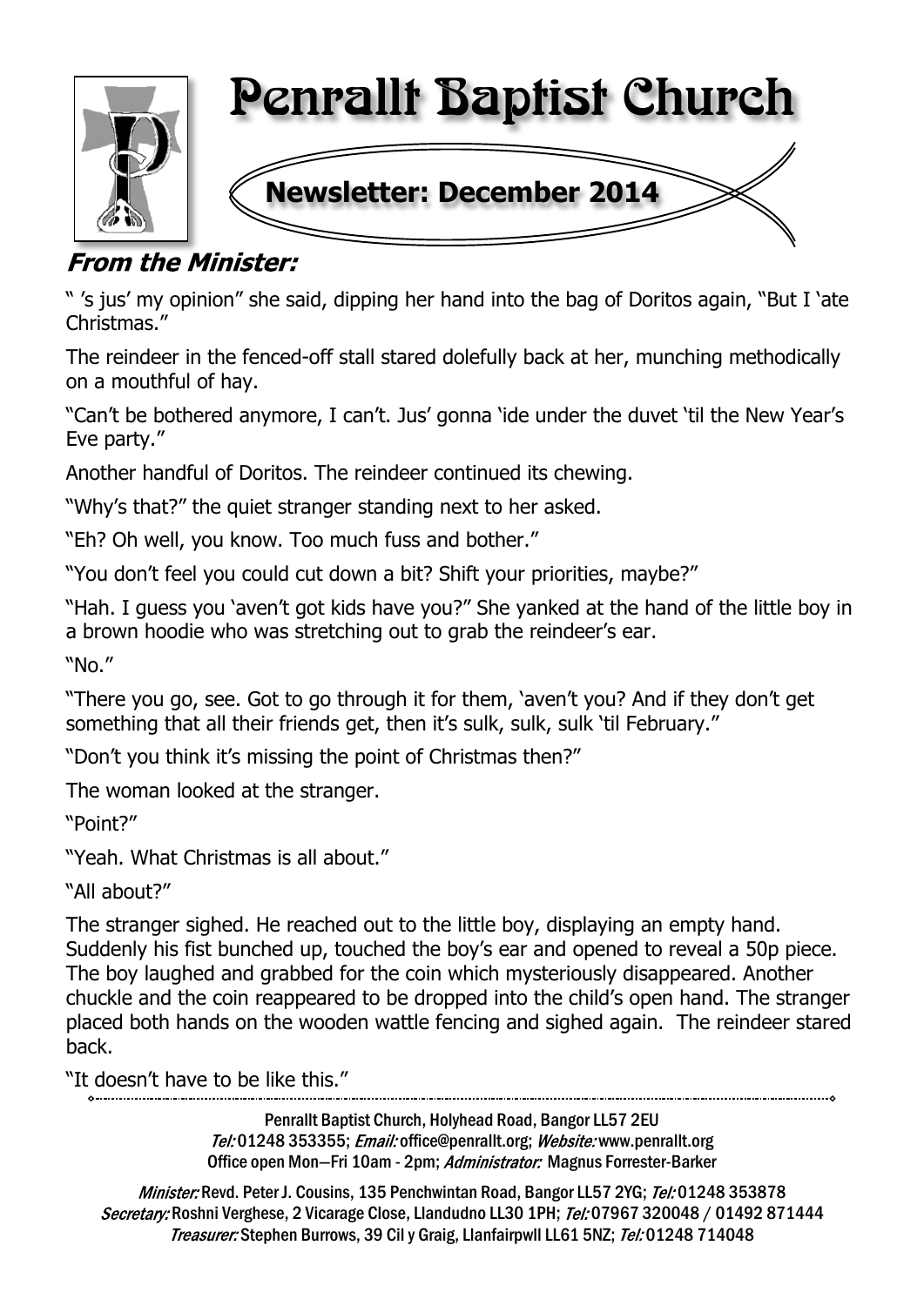# Penrallt Baptist Church

## Newsletter: December 2014

### From the Minister:

" 's jus' my opinion" she said, dipping her hand into the bag of Doritos again, "But I 'ate Christmas."

The reindeer in the fenced-off stall stared dolefully back at her, munching methodically on a mouthful of hay.

"Can't be bothered anymore, I can't. Jus' gonna 'ide under the duvet 'til the New Year's Eve party."

Another handful of Doritos. The reindeer continued its chewing.

"Why's that?" the quiet stranger standing next to her asked.

"Eh? Oh well, you know. Too much fuss and bother."

"You don't feel you could cut down a bit? Shift your priorities, maybe?"

"Hah. I guess you 'aven't got kids have you?" She yanked at the hand of the little boy in a brown hoodie who was stretching out to grab the reindeer's ear.

"No."

"There you go, see. Got to go through it for them, 'aven't you? And if they don't get something that all their friends get, then it's sulk, sulk, sulk 'til February."

"Don't you think it's missing the point of Christmas then?"

The woman looked at the stranger.

"Point?"

"Yeah. What Christmas is all about."

"All about?"

The stranger sighed. He reached out to the little boy, displaying an empty hand. Suddenly his fist bunched up, touched the boy's ear and opened to reveal a 50p piece. The boy laughed and grabbed for the coin which mysteriously disappeared. Another chuckle and the coin reappeared to be dropped into the child's open hand. The stranger placed both hands on the wooden wattle fencing and sighed again. The reindeer stared back.

"It doesn't have to be like this."

---

Penrallt Baptist Church, Holyhead Road, Bangor LL57 2EU
*Tel:* 01248 353355; *Email:* office@penrallt.org; *Website:* www.penrallt.org
Office open Mon—Fri 10am - 2pm; *Administrator:* Magnus Forrester-Barker

*Minister:* Revd. Peter J. Cousins, 135 Penchwintan Road, Bangor LL57 2YG; *Tel:* 01248 353878
*Secretary:* Roshni Verghese, 2 Vicarage Close, Llandudno LL30 1PH; *Tel:* 07967 320048 / 01492 871444
*Treasurer:* Stephen Burrows, 39 Cil y Graig, Llanfairpwll LL61 5NZ; *Tel:* 01248 714048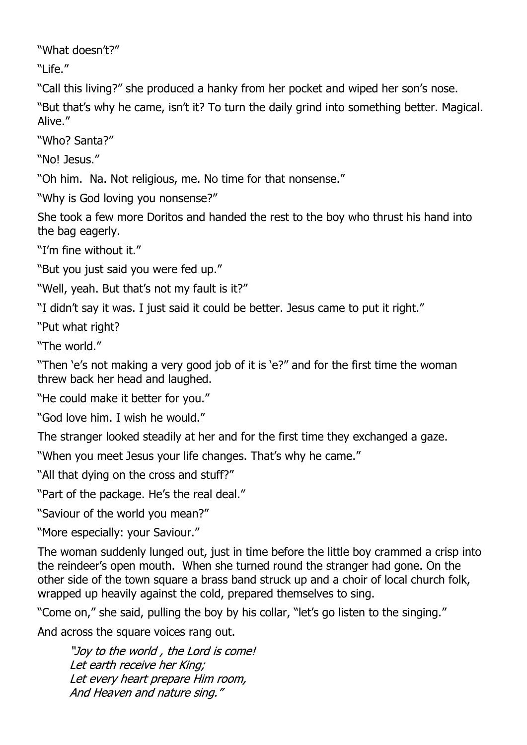"What doesn't?"

"Life."

"Call this living?" she produced a hanky from her pocket and wiped her son's nose.

"But that's why he came, isn't it? To turn the daily grind into something better. Magical. Alive."

"Who? Santa?"

"No! Jesus."

"Oh him.  Na. Not religious, me. No time for that nonsense."

"Why is God loving you nonsense?"

She took a few more Doritos and handed the rest to the boy who thrust his hand into the bag eagerly.

"I'm fine without it."

"But you just said you were fed up."

"Well, yeah. But that's not my fault is it?"

"I didn't say it was. I just said it could be better. Jesus came to put it right."

"Put what right?

"The world."

"Then 'e's not making a very good job of it is 'e?" and for the first time the woman threw back her head and laughed.

"He could make it better for you."

"God love him. I wish he would."

The stranger looked steadily at her and for the first time they exchanged a gaze.

"When you meet Jesus your life changes. That's why he came."

"All that dying on the cross and stuff?"

"Part of the package. He's the real deal."

"Saviour of the world you mean?"

"More especially: your Saviour."

The woman suddenly lunged out, just in time before the little boy crammed a crisp into the reindeer's open mouth.  When she turned round the stranger had gone. On the other side of the town square a brass band struck up and a choir of local church folk, wrapped up heavily against the cold, prepared themselves to sing.

"Come on," she said, pulling the boy by his collar, "let's go listen to the singing."

And across the square voices rang out.

> *"Joy to the world , the Lord is come!*
> *Let earth receive her King;*
> *Let every heart prepare Him room,*
> *And Heaven and nature sing."*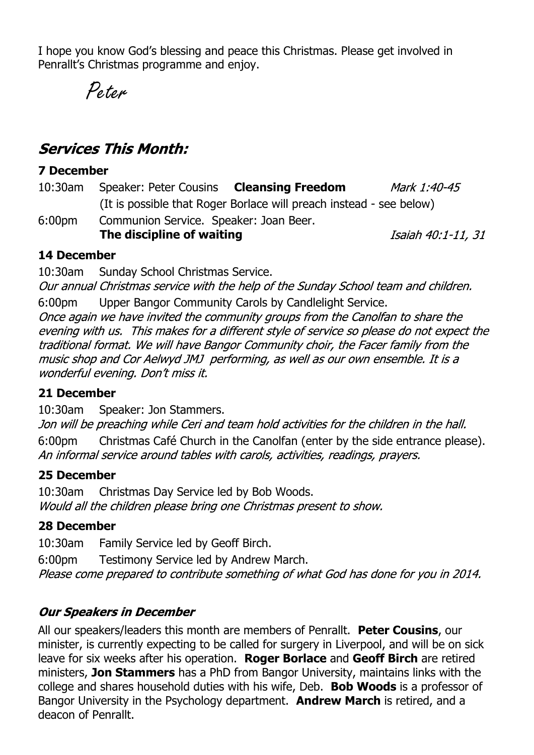I hope you know God's blessing and peace this Christmas. Please get involved in Penrallt's Christmas programme and enjoy.

*Peter*

## *Services This Month:*

### 7 December

10:30am Speaker: Peter Cousins **Cleansing Freedom** *Mark 1:40-45*

(It is possible that Roger Borlace will preach instead - see below)

6:00pm Communion Service. Speaker: Joan Beer.
**The discipline of waiting** *Isaiah 40:1-11, 31*

### 14 December

10:30am Sunday School Christmas Service.
*Our annual Christmas service with the help of the Sunday School team and children.*

6:00pm Upper Bangor Community Carols by Candlelight Service.
*Once again we have invited the community groups from the Canolfan to share the evening with us. This makes for a different style of service so please do not expect the traditional format. We will have Bangor Community choir, the Facer family from the music shop and Cor Aelwyd JMJ performing, as well as our own ensemble. It is a wonderful evening. Don't miss it.*

### 21 December

10:30am Speaker: Jon Stammers.
*Jon will be preaching while Ceri and team hold activities for the children in the hall.*

6:00pm Christmas Café Church in the Canolfan (enter by the side entrance please).
*An informal service around tables with carols, activities, readings, prayers.*

### 25 December

10:30am Christmas Day Service led by Bob Woods.
*Would all the children please bring one Christmas present to show.*

### 28 December

10:30am Family Service led by Geoff Birch.

6:00pm Testimony Service led by Andrew March.
*Please come prepared to contribute something of what God has done for you in 2014.*

### *Our Speakers in December*

All our speakers/leaders this month are members of Penrallt. **Peter Cousins**, our minister, is currently expecting to be called for surgery in Liverpool, and will be on sick leave for six weeks after his operation. **Roger Borlace** and **Geoff Birch** are retired ministers, **Jon Stammers** has a PhD from Bangor University, maintains links with the college and shares household duties with his wife, Deb. **Bob Woods** is a professor of Bangor University in the Psychology department. **Andrew March** is retired, and a deacon of Penrallt.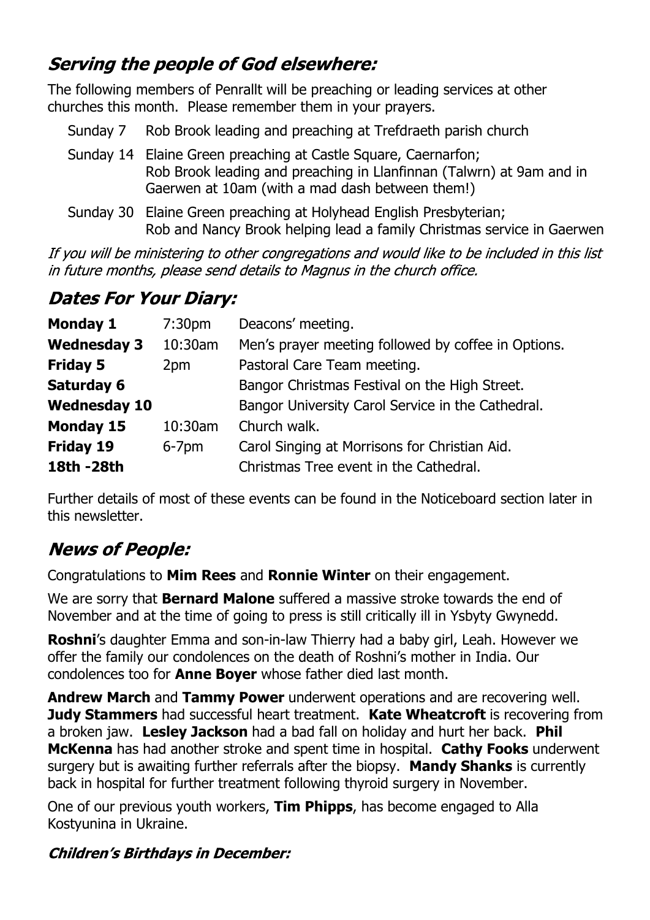## *Serving the people of God elsewhere:*

The following members of Penrallt will be preaching or leading services at other churches this month. Please remember them in your prayers.

| | |
|---|---|
| Sunday 7 | Rob Brook leading and preaching at Trefdraeth parish church |
| Sunday 14 | Elaine Green preaching at Castle Square, Caernarfon; Rob Brook leading and preaching in Llanfinnan (Talwrn) at 9am and in Gaerwen at 10am (with a mad dash between them!) |
| Sunday 30 | Elaine Green preaching at Holyhead English Presbyterian; Rob and Nancy Brook helping lead a family Christmas service in Gaerwen |

*If you will be ministering to other congregations and would like to be included in this list in future months, please send details to Magnus in the church office.*

## *Dates For Your Diary:*

| | | |
|---|---|---|
| **Monday 1** | 7:30pm | Deacons' meeting. |
| **Wednesday 3** | 10:30am | Men's prayer meeting followed by coffee in Options. |
| **Friday 5** | 2pm | Pastoral Care Team meeting. |
| **Saturday 6** | | Bangor Christmas Festival on the High Street. |
| **Wednesday 10** | | Bangor University Carol Service in the Cathedral. |
| **Monday 15** | 10:30am | Church walk. |
| **Friday 19** | 6-7pm | Carol Singing at Morrisons for Christian Aid. |
| **18th -28th** | | Christmas Tree event in the Cathedral. |

Further details of most of these events can be found in the Noticeboard section later in this newsletter.

## *News of People:*

Congratulations to **Mim Rees** and **Ronnie Winter** on their engagement.

We are sorry that **Bernard Malone** suffered a massive stroke towards the end of November and at the time of going to press is still critically ill in Ysbyty Gwynedd.

**Roshni**'s daughter Emma and son-in-law Thierry had a baby girl, Leah. However we offer the family our condolences on the death of Roshni's mother in India. Our condolences too for **Anne Boyer** whose father died last month.

**Andrew March** and **Tammy Power** underwent operations and are recovering well. **Judy Stammers** had successful heart treatment. **Kate Wheatcroft** is recovering from a broken jaw. **Lesley Jackson** had a bad fall on holiday and hurt her back. **Phil McKenna** has had another stroke and spent time in hospital. **Cathy Fooks** underwent surgery but is awaiting further referrals after the biopsy. **Mandy Shanks** is currently back in hospital for further treatment following thyroid surgery in November.

One of our previous youth workers, **Tim Phipps**, has become engaged to Alla Kostyunina in Ukraine.

### *Children's Birthdays in December:*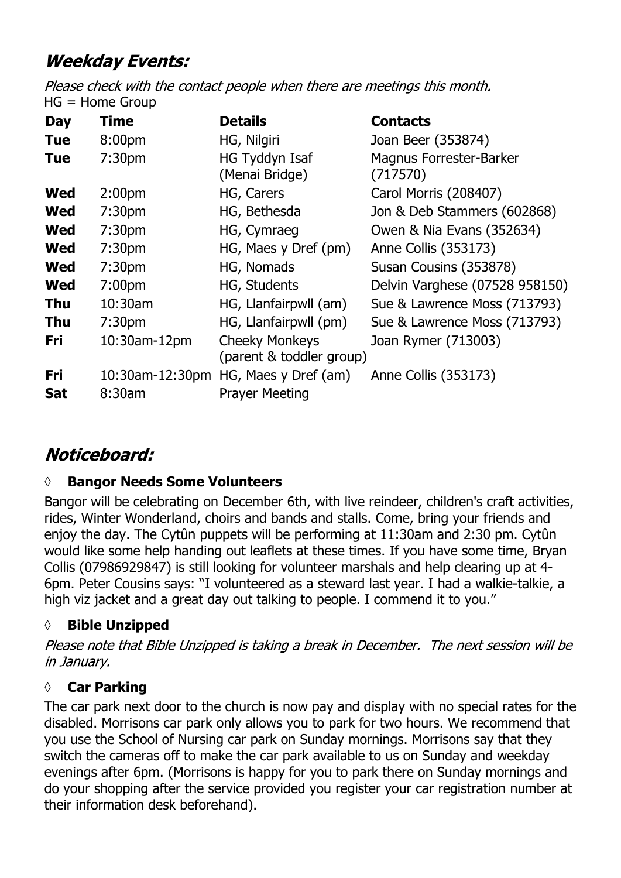## *Weekday Events:*

*Please check with the contact people when there are meetings this month.*
HG = Home Group

| Day | Time | Details | Contacts |
|---|---|---|---|
| **Tue** | 8:00pm | HG, Nilgiri | Joan Beer (353874) |
| **Tue** | 7:30pm | HG Tyddyn Isaf (Menai Bridge) | Magnus Forrester-Barker (717570) |
| **Wed** | 2:00pm | HG, Carers | Carol Morris (208407) |
| **Wed** | 7:30pm | HG, Bethesda | Jon & Deb Stammers (602868) |
| **Wed** | 7:30pm | HG, Cymraeg | Owen & Nia Evans (352634) |
| **Wed** | 7:30pm | HG, Maes y Dref (pm) | Anne Collis (353173) |
| **Wed** | 7:30pm | HG, Nomads | Susan Cousins (353878) |
| **Wed** | 7:00pm | HG, Students | Delvin Varghese (07528 958150) |
| **Thu** | 10:30am | HG, Llanfairpwll (am) | Sue & Lawrence Moss (713793) |
| **Thu** | 7:30pm | HG, Llanfairpwll (pm) | Sue & Lawrence Moss (713793) |
| **Fri** | 10:30am-12pm | Cheeky Monkeys (parent & toddler group) | Joan Rymer (713003) |
| **Fri** | 10:30am-12:30pm | HG, Maes y Dref (am) | Anne Collis (353173) |
| **Sat** | 8:30am | Prayer Meeting | |

## *Noticeboard:*

### ◊ Bangor Needs Some Volunteers

Bangor will be celebrating on December 6th, with live reindeer, children's craft activities, rides, Winter Wonderland, choirs and bands and stalls. Come, bring your friends and enjoy the day. The Cytûn puppets will be performing at 11:30am and 2:30 pm. Cytûn would like some help handing out leaflets at these times. If you have some time, Bryan Collis (07986929847) is still looking for volunteer marshals and help clearing up at 4-6pm. Peter Cousins says: "I volunteered as a steward last year. I had a walkie-talkie, a high viz jacket and a great day out talking to people. I commend it to you."

### ◊ Bible Unzipped

*Please note that Bible Unzipped is taking a break in December. The next session will be in January.*

### ◊ Car Parking

The car park next door to the church is now pay and display with no special rates for the disabled. Morrisons car park only allows you to park for two hours. We recommend that you use the School of Nursing car park on Sunday mornings. Morrisons say that they switch the cameras off to make the car park available to us on Sunday and weekday evenings after 6pm. (Morrisons is happy for you to park there on Sunday mornings and do your shopping after the service provided you register your car registration number at their information desk beforehand).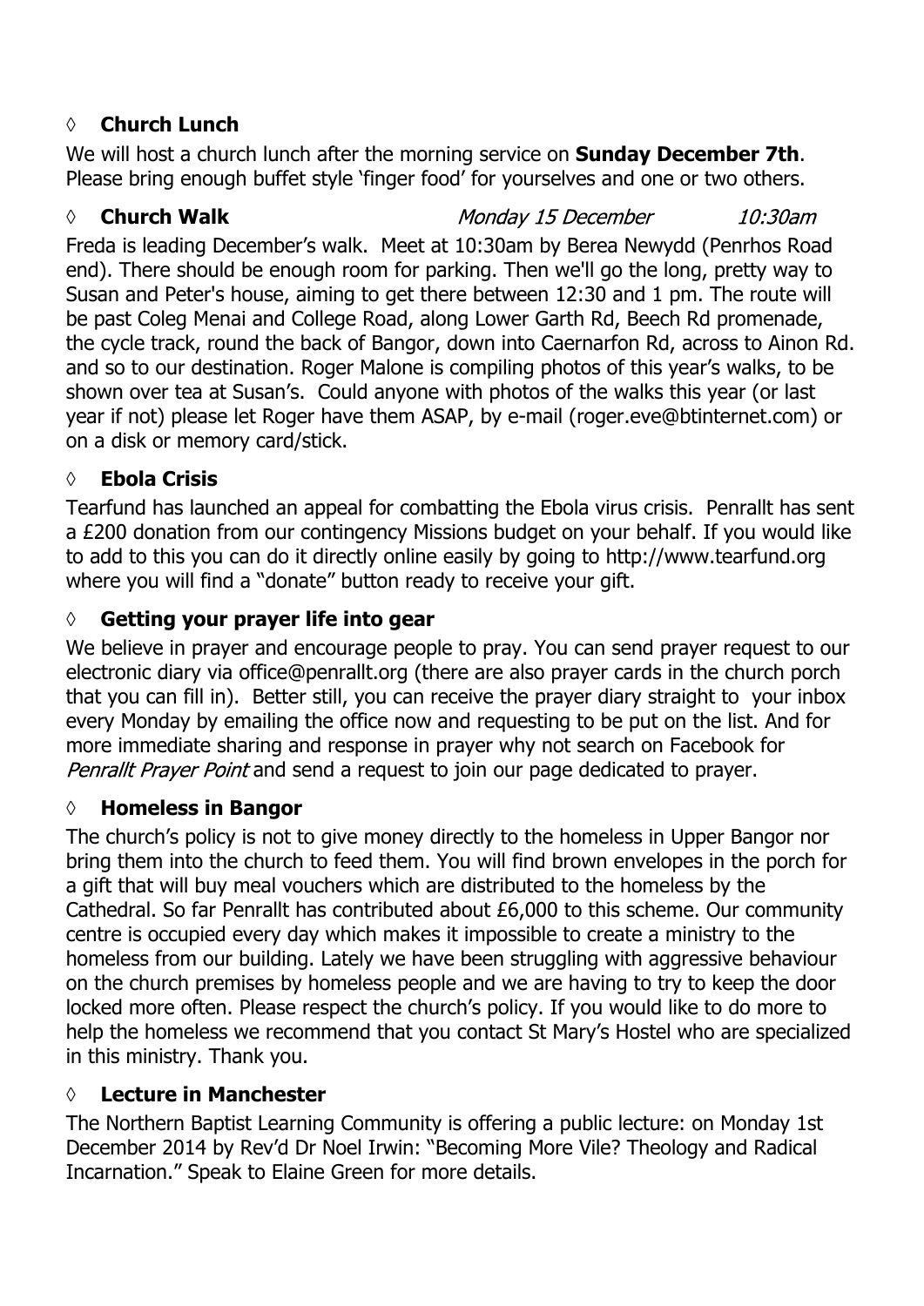## ◊ **Church Lunch**

We will host a church lunch after the morning service on **Sunday December 7th**. Please bring enough buffet style 'finger food' for yourselves and one or two others.

## ◊ **Church Walk** *Monday 15 December* *10:30am*

Freda is leading December's walk. Meet at 10:30am by Berea Newydd (Penrhos Road end). There should be enough room for parking. Then we'll go the long, pretty way to Susan and Peter's house, aiming to get there between 12:30 and 1 pm. The route will be past Coleg Menai and College Road, along Lower Garth Rd, Beech Rd promenade, the cycle track, round the back of Bangor, down into Caernarfon Rd, across to Ainon Rd. and so to our destination. Roger Malone is compiling photos of this year's walks, to be shown over tea at Susan's. Could anyone with photos of the walks this year (or last year if not) please let Roger have them ASAP, by e-mail (roger.eve@btinternet.com) or on a disk or memory card/stick.

## ◊ **Ebola Crisis**

Tearfund has launched an appeal for combatting the Ebola virus crisis. Penrallt has sent a £200 donation from our contingency Missions budget on your behalf. If you would like to add to this you can do it directly online easily by going to http://www.tearfund.org where you will find a "donate" button ready to receive your gift.

## ◊ **Getting your prayer life into gear**

We believe in prayer and encourage people to pray. You can send prayer request to our electronic diary via office@penrallt.org (there are also prayer cards in the church porch that you can fill in). Better still, you can receive the prayer diary straight to your inbox every Monday by emailing the office now and requesting to be put on the list. And for more immediate sharing and response in prayer why not search on Facebook for *Penrallt Prayer Point* and send a request to join our page dedicated to prayer.

## ◊ **Homeless in Bangor**

The church's policy is not to give money directly to the homeless in Upper Bangor nor bring them into the church to feed them. You will find brown envelopes in the porch for a gift that will buy meal vouchers which are distributed to the homeless by the Cathedral. So far Penrallt has contributed about £6,000 to this scheme. Our community centre is occupied every day which makes it impossible to create a ministry to the homeless from our building. Lately we have been struggling with aggressive behaviour on the church premises by homeless people and we are having to try to keep the door locked more often. Please respect the church's policy. If you would like to do more to help the homeless we recommend that you contact St Mary's Hostel who are specialized in this ministry. Thank you.

## ◊ **Lecture in Manchester**

The Northern Baptist Learning Community is offering a public lecture: on Monday 1st December 2014 by Rev'd Dr Noel Irwin: "Becoming More Vile? Theology and Radical Incarnation." Speak to Elaine Green for more details.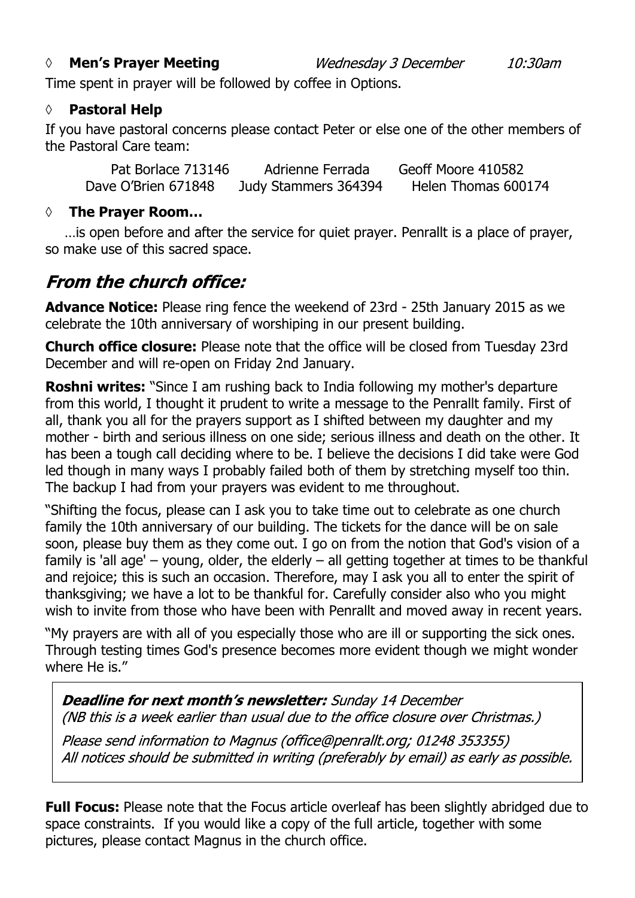◊ **Men's Prayer Meeting** *Wednesday 3 December* *10:30am*

Time spent in prayer will be followed by coffee in Options.

◊ **Pastoral Help**

If you have pastoral concerns please contact Peter or else one of the other members of the Pastoral Care team:

| | | |
|---|---|---|
| Pat Borlace 713146 | Adrienne Ferrada | Geoff Moore 410582 |
| Dave O'Brien 671848 | Judy Stammers 364394 | Helen Thomas 600174 |

◊ **The Prayer Room…**

…is open before and after the service for quiet prayer. Penrallt is a place of prayer, so make use of this sacred space.

## *From the church office:*

**Advance Notice:** Please ring fence the weekend of 23rd - 25th January 2015 as we celebrate the 10th anniversary of worshiping in our present building.

**Church office closure:** Please note that the office will be closed from Tuesday 23rd December and will re-open on Friday 2nd January.

**Roshni writes:** "Since I am rushing back to India following my mother's departure from this world, I thought it prudent to write a message to the Penrallt family. First of all, thank you all for the prayers support as I shifted between my daughter and my mother - birth and serious illness on one side; serious illness and death on the other. It has been a tough call deciding where to be. I believe the decisions I did take were God led though in many ways I probably failed both of them by stretching myself too thin. The backup I had from your prayers was evident to me throughout.

"Shifting the focus, please can I ask you to take time out to celebrate as one church family the 10th anniversary of our building. The tickets for the dance will be on sale soon, please buy them as they come out. I go on from the notion that God's vision of a family is 'all age' – young, older, the elderly – all getting together at times to be thankful and rejoice; this is such an occasion. Therefore, may I ask you all to enter the spirit of thanksgiving; we have a lot to be thankful for. Carefully consider also who you might wish to invite from those who have been with Penrallt and moved away in recent years.

"My prayers are with all of you especially those who are ill or supporting the sick ones. Through testing times God's presence becomes more evident though we might wonder where He is."

***Deadline for next month's newsletter:*** *Sunday 14 December*
*(NB this is a week earlier than usual due to the office closure over Christmas.)*

*Please send information to Magnus (office@penrallt.org; 01248 353355)*
*All notices should be submitted in writing (preferably by email) as early as possible.*

**Full Focus:** Please note that the Focus article overleaf has been slightly abridged due to space constraints. If you would like a copy of the full article, together with some pictures, please contact Magnus in the church office.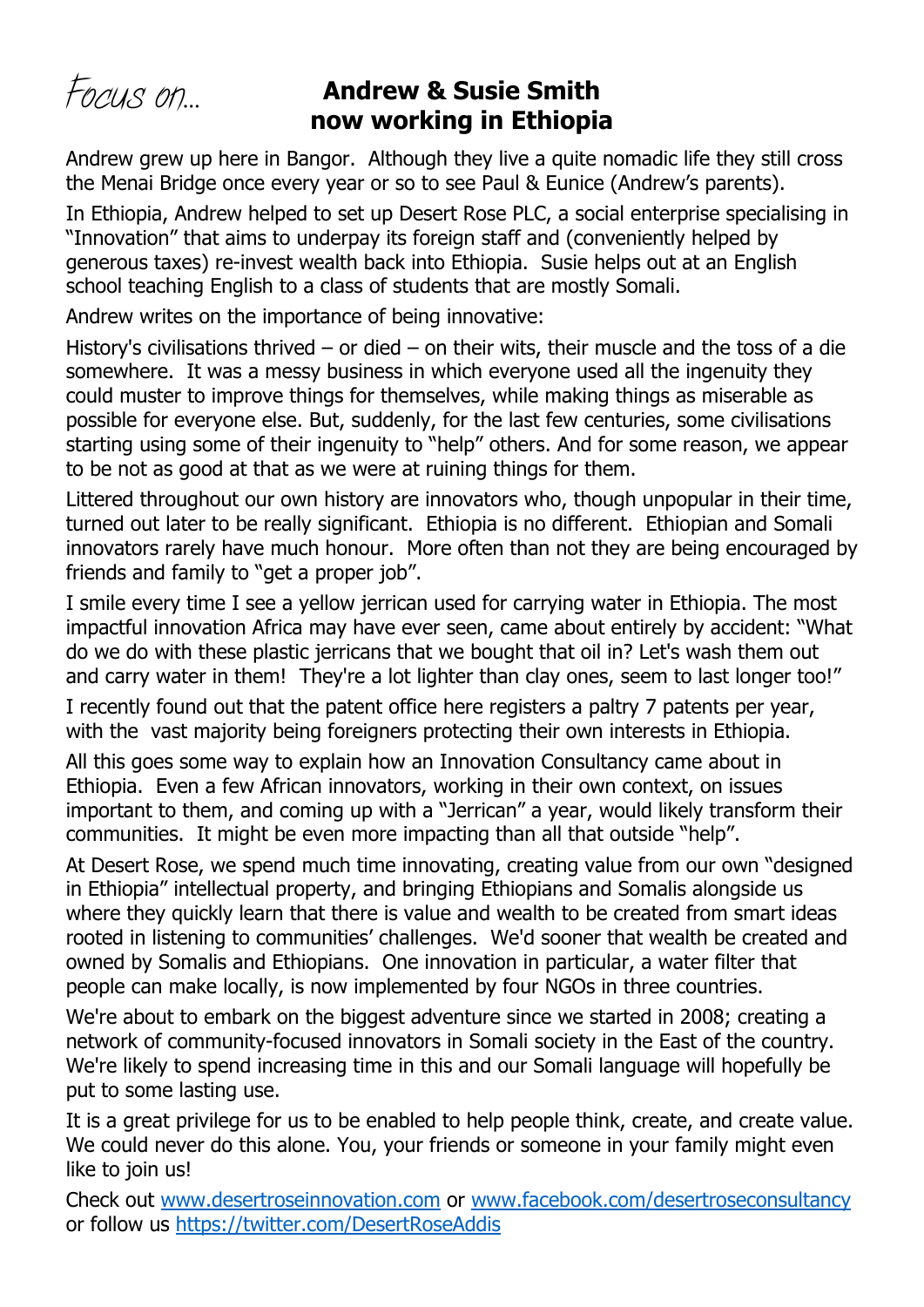*Focus on...*

# Andrew & Susie Smith now working in Ethiopia

Andrew grew up here in Bangor. Although they live a quite nomadic life they still cross the Menai Bridge once every year or so to see Paul & Eunice (Andrew's parents).

In Ethiopia, Andrew helped to set up Desert Rose PLC, a social enterprise specialising in "Innovation" that aims to underpay its foreign staff and (conveniently helped by generous taxes) re-invest wealth back into Ethiopia. Susie helps out at an English school teaching English to a class of students that are mostly Somali.

Andrew writes on the importance of being innovative:

History's civilisations thrived – or died – on their wits, their muscle and the toss of a die somewhere. It was a messy business in which everyone used all the ingenuity they could muster to improve things for themselves, while making things as miserable as possible for everyone else. But, suddenly, for the last few centuries, some civilisations starting using some of their ingenuity to "help" others. And for some reason, we appear to be not as good at that as we were at ruining things for them.

Littered throughout our own history are innovators who, though unpopular in their time, turned out later to be really significant. Ethiopia is no different. Ethiopian and Somali innovators rarely have much honour. More often than not they are being encouraged by friends and family to "get a proper job".

I smile every time I see a yellow jerrican used for carrying water in Ethiopia. The most impactful innovation Africa may have ever seen, came about entirely by accident: "What do we do with these plastic jerricans that we bought that oil in? Let's wash them out and carry water in them! They're a lot lighter than clay ones, seem to last longer too!"

I recently found out that the patent office here registers a paltry 7 patents per year, with the vast majority being foreigners protecting their own interests in Ethiopia.

All this goes some way to explain how an Innovation Consultancy came about in Ethiopia. Even a few African innovators, working in their own context, on issues important to them, and coming up with a "Jerrican" a year, would likely transform their communities. It might be even more impacting than all that outside "help".

At Desert Rose, we spend much time innovating, creating value from our own "designed in Ethiopia" intellectual property, and bringing Ethiopians and Somalis alongside us where they quickly learn that there is value and wealth to be created from smart ideas rooted in listening to communities' challenges. We'd sooner that wealth be created and owned by Somalis and Ethiopians. One innovation in particular, a water filter that people can make locally, is now implemented by four NGOs in three countries.

We're about to embark on the biggest adventure since we started in 2008; creating a network of community-focused innovators in Somali society in the East of the country. We're likely to spend increasing time in this and our Somali language will hopefully be put to some lasting use.

It is a great privilege for us to be enabled to help people think, create, and create value. We could never do this alone. You, your friends or someone in your family might even like to join us!

Check out [www.desertroseinnovation.com](http://www.desertroseinnovation.com) or [www.facebook.com/desertroseconsultancy](http://www.facebook.com/desertroseconsultancy) or follow us [https://twitter.com/DesertRoseAddis](https://twitter.com/DesertRoseAddis)